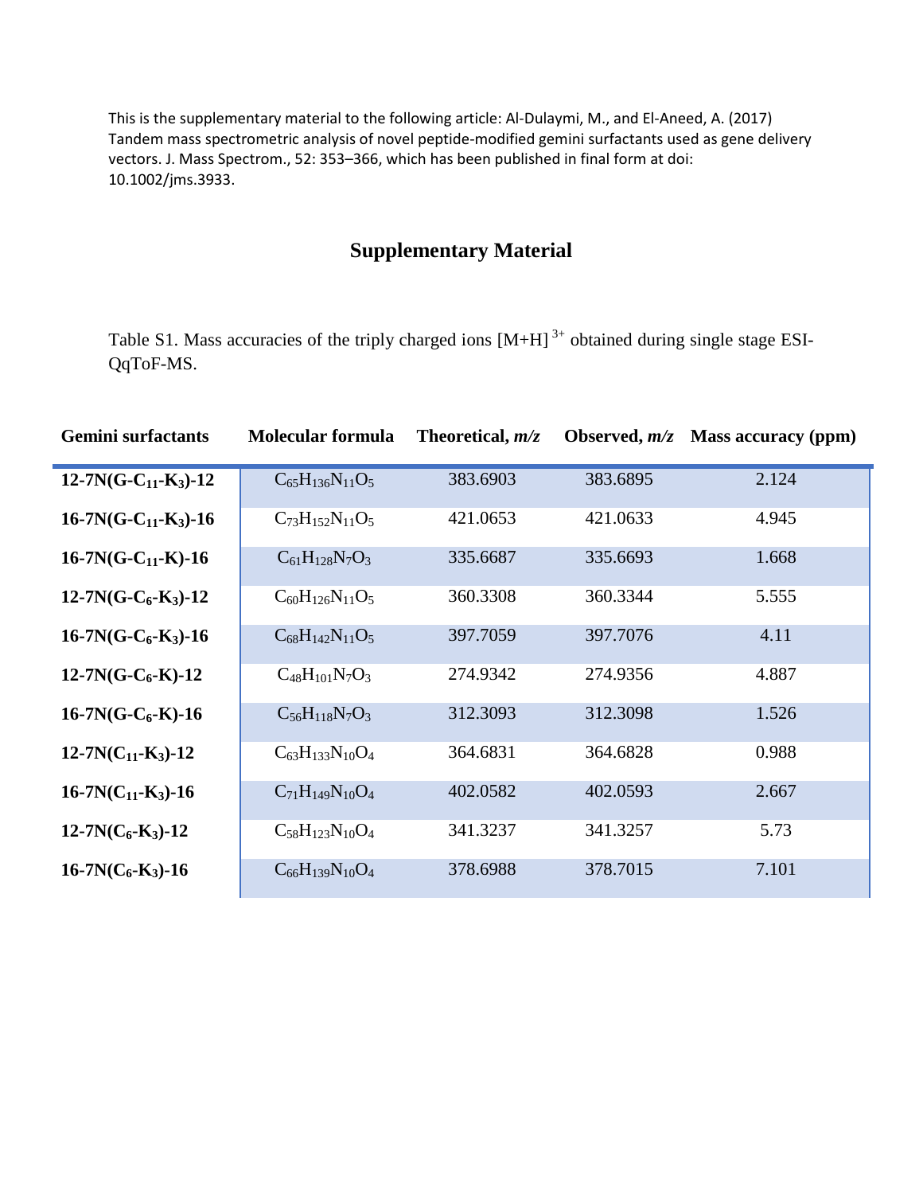This is the supplementary material to the following article: Al-Dulaymi, M., and El-Aneed, A. (2017) Tandem mass spectrometric analysis of novel peptide-modified gemini surfactants used as gene delivery vectors. J. Mass Spectrom., 52: 353–366, which has been published in final form at doi: 10.1002/jms.3933.

# Supplementary Material

Table S1. Mass accuracies of the triply charged ions $[M+H]^{3+}$ obtained during single stage ESI-QqToF-MS.

| Gemini surfactants | Molecular formula | Theoretical, *m/z* | Observed, *m/z* | Mass accuracy (ppm) |
|---|---|---|---|---|
| **12-7N(G-$C_{11}$-$K_3$)-12** | $C_{65}H_{136}N_{11}O_5$ | 383.6903 | 383.6895 | 2.124 |
| **16-7N(G-$C_{11}$-$K_3$)-16** | $C_{73}H_{152}N_{11}O_5$ | 421.0653 | 421.0633 | 4.945 |
| **16-7N(G-$C_{11}$-K)-16** | $C_{61}H_{128}N_7O_3$ | 335.6687 | 335.6693 | 1.668 |
| **12-7N(G-$C_6$-$K_3$)-12** | $C_{60}H_{126}N_{11}O_5$ | 360.3308 | 360.3344 | 5.555 |
| **16-7N(G-$C_6$-$K_3$)-16** | $C_{68}H_{142}N_{11}O_5$ | 397.7059 | 397.7076 | 4.11 |
| **12-7N(G-$C_6$-K)-12** | $C_{48}H_{101}N_7O_3$ | 274.9342 | 274.9356 | 4.887 |
| **16-7N(G-$C_6$-K)-16** | $C_{56}H_{118}N_7O_3$ | 312.3093 | 312.3098 | 1.526 |
| **12-7N($C_{11}$-$K_3$)-12** | $C_{63}H_{133}N_{10}O_4$ | 364.6831 | 364.6828 | 0.988 |
| **16-7N($C_{11}$-$K_3$)-16** | $C_{71}H_{149}N_{10}O_4$ | 402.0582 | 402.0593 | 2.667 |
| **12-7N($C_6$-$K_3$)-12** | $C_{58}H_{123}N_{10}O_4$ | 341.3237 | 341.3257 | 5.73 |
| **16-7N($C_6$-$K_3$)-16** | $C_{66}H_{139}N_{10}O_4$ | 378.6988 | 378.7015 | 7.101 |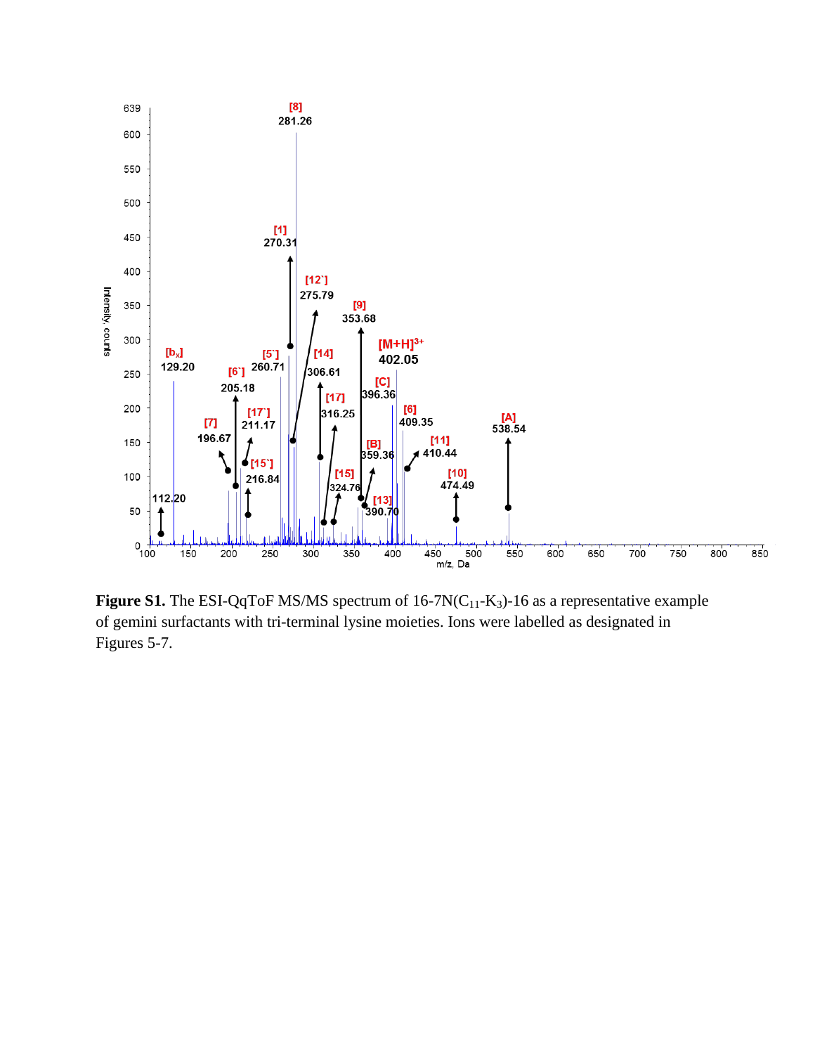**Figure S1.** The ESI-QqToF MS/MS spectrum of 16-7N($C_{11}$-$K_3$)-16 as a representative example of gemini surfactants with tri-terminal lysine moieties. Ions were labelled as designated in Figures 5-7.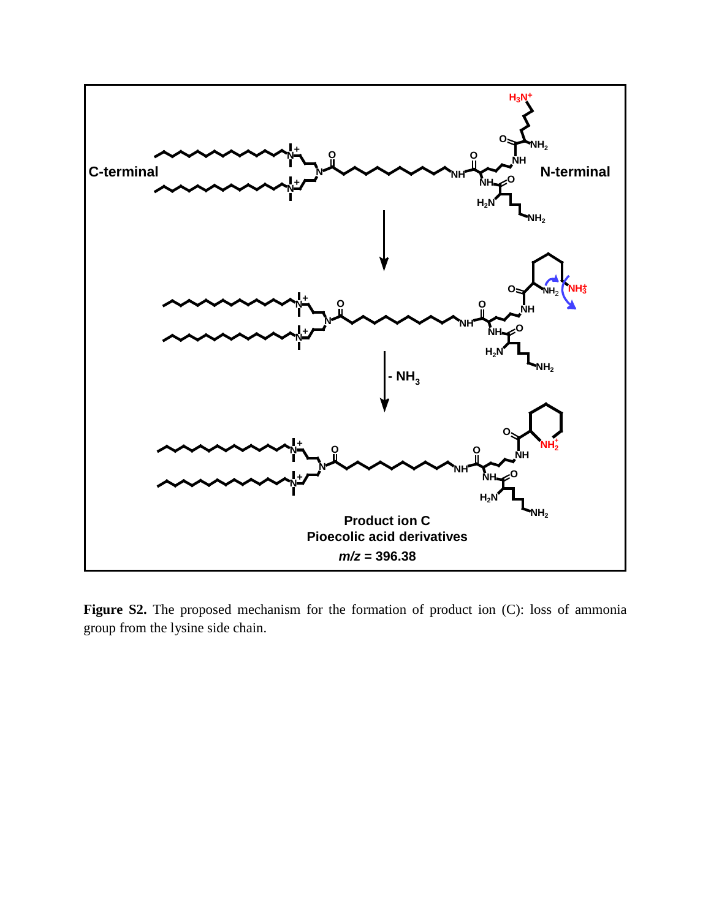**Figure S2.** The proposed mechanism for the formation of product ion (C): loss of ammonia group from the lysine side chain.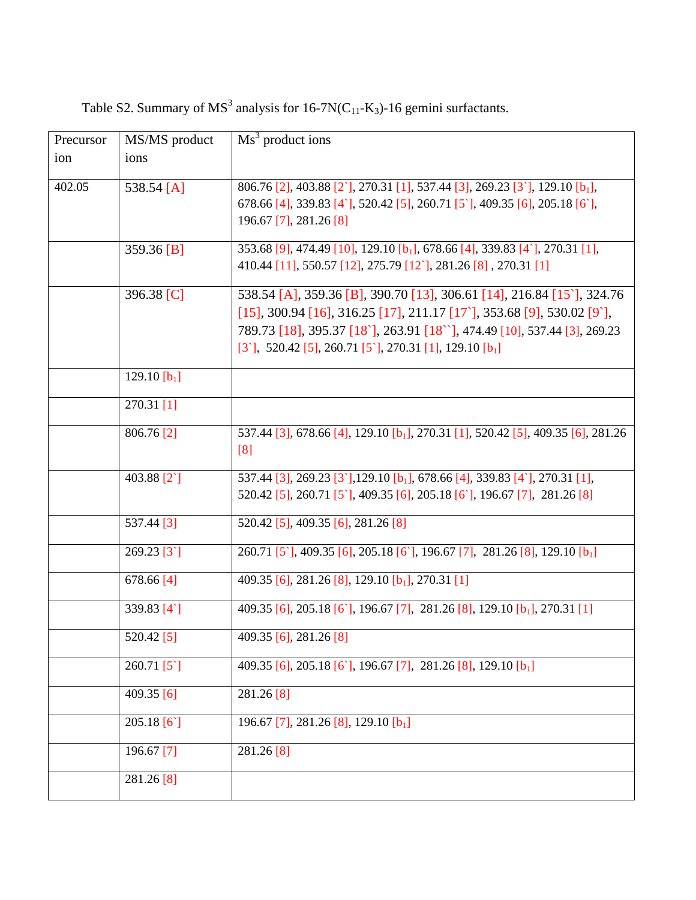Table S2. Summary of $MS^3$ analysis for 16-7N($C_{11}$-$K_3$)-16 gemini surfactants.

| Precursor ion | MS/MS product ions | $Ms^3$ product ions |
|---|---|---|
| 402.05 | 538.54 [A] | 806.76 [2], 403.88 [2`], 270.31 [1], 537.44 [3], 269.23 [3`], 129.10 [$b_1$], 678.66 [4], 339.83 [4`], 520.42 [5], 260.71 [5`], 409.35 [6], 205.18 [6`], 196.67 [7], 281.26 [8] |
| | 359.36 [B] | 353.68 [9], 474.49 [10], 129.10 [$b_1$], 678.66 [4], 339.83 [4`], 270.31 [1], 410.44 [11], 550.57 [12], 275.79 [12`], 281.26 [8] , 270.31 [1] |
| | 396.38 [C] | 538.54 [A], 359.36 [B], 390.70 [13], 306.61 [14], 216.84 [15`], 324.76 [15], 300.94 [16], 316.25 [17], 211.17 [17`], 353.68 [9], 530.02 [9`], 789.73 [18], 395.37 [18`], 263.91 [18``], 474.49 [10], 537.44 [3], 269.23 [3`], 520.42 [5], 260.71 [5`], 270.31 [1], 129.10 [$b_1$] |
| | 129.10 [$b_1$] | |
| | 270.31 [1] | |
| | 806.76 [2] | 537.44 [3], 678.66 [4], 129.10 [$b_1$], 270.31 [1], 520.42 [5], 409.35 [6], 281.26 [8] |
| | 403.88 [2`] | 537.44 [3], 269.23 [3`],129.10 [$b_1$], 678.66 [4], 339.83 [4`], 270.31 [1], 520.42 [5], 260.71 [5`], 409.35 [6], 205.18 [6`], 196.67 [7], 281.26 [8] |
| | 537.44 [3] | 520.42 [5], 409.35 [6], 281.26 [8] |
| | 269.23 [3`] | 260.71 [5`], 409.35 [6], 205.18 [6`], 196.67 [7], 281.26 [8], 129.10 [$b_1$] |
| | 678.66 [4] | 409.35 [6], 281.26 [8], 129.10 [$b_1$], 270.31 [1] |
| | 339.83 [4`] | 409.35 [6], 205.18 [6`], 196.67 [7], 281.26 [8], 129.10 [$b_1$], 270.31 [1] |
| | 520.42 [5] | 409.35 [6], 281.26 [8] |
| | 260.71 [5`] | 409.35 [6], 205.18 [6`], 196.67 [7], 281.26 [8], 129.10 [$b_1$] |
| | 409.35 [6] | 281.26 [8] |
| | 205.18 [6`] | 196.67 [7], 281.26 [8], 129.10 [$b_1$] |
| | 196.67 [7] | 281.26 [8] |
| | 281.26 [8] | |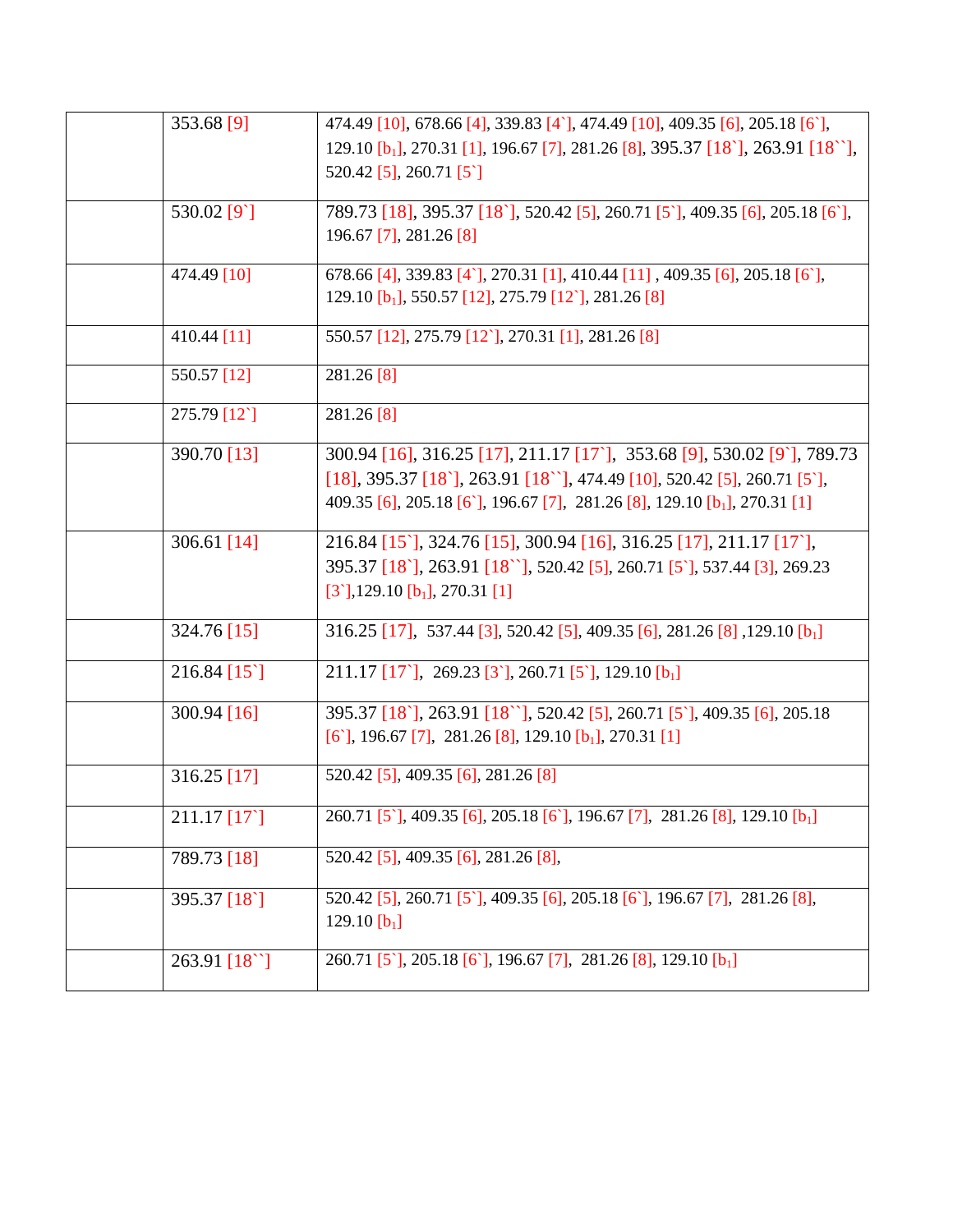|  |  |  |
|---|---|---|
|  | 353.68 [9] | 474.49 [10], 678.66 [4], 339.83 [4`], 474.49 [10], 409.35 [6], 205.18 [6`], 129.10 [$b_1$], 270.31 [1], 196.67 [7], 281.26 [8], 395.37 [18`], 263.91 [18``], 520.42 [5], 260.71 [5`] |
|  | 530.02 [9`] | 789.73 [18], 395.37 [18`], 520.42 [5], 260.71 [5`], 409.35 [6], 205.18 [6`], 196.67 [7], 281.26 [8] |
|  | 474.49 [10] | 678.66 [4], 339.83 [4`], 270.31 [1], 410.44 [11] , 409.35 [6], 205.18 [6`], 129.10 [$b_1$], 550.57 [12], 275.79 [12`], 281.26 [8] |
|  | 410.44 [11] | 550.57 [12], 275.79 [12`], 270.31 [1], 281.26 [8] |
|  | 550.57 [12] | 281.26 [8] |
|  | 275.79 [12`] | 281.26 [8] |
|  | 390.70 [13] | 300.94 [16], 316.25 [17], 211.17 [17`], 353.68 [9], 530.02 [9`], 789.73 [18], 395.37 [18`], 263.91 [18``], 474.49 [10], 520.42 [5], 260.71 [5`], 409.35 [6], 205.18 [6`], 196.67 [7], 281.26 [8], 129.10 [$b_1$], 270.31 [1] |
|  | 306.61 [14] | 216.84 [15`], 324.76 [15], 300.94 [16], 316.25 [17], 211.17 [17`], 395.37 [18`], 263.91 [18``], 520.42 [5], 260.71 [5`], 537.44 [3], 269.23 [3`],129.10 [$b_1$], 270.31 [1] |
|  | 324.76 [15] | 316.25 [17], 537.44 [3], 520.42 [5], 409.35 [6], 281.26 [8] ,129.10 [$b_1$] |
|  | 216.84 [15`] | 211.17 [17`], 269.23 [3`], 260.71 [5`], 129.10 [$b_1$] |
|  | 300.94 [16] | 395.37 [18`], 263.91 [18``], 520.42 [5], 260.71 [5`], 409.35 [6], 205.18 [6`], 196.67 [7], 281.26 [8], 129.10 [$b_1$], 270.31 [1] |
|  | 316.25 [17] | 520.42 [5], 409.35 [6], 281.26 [8] |
|  | 211.17 [17`] | 260.71 [5`], 409.35 [6], 205.18 [6`], 196.67 [7], 281.26 [8], 129.10 [$b_1$] |
|  | 789.73 [18] | 520.42 [5], 409.35 [6], 281.26 [8], |
|  | 395.37 [18`] | 520.42 [5], 260.71 [5`], 409.35 [6], 205.18 [6`], 196.67 [7], 281.26 [8], 129.10 [$b_1$] |
|  | 263.91 [18``] | 260.71 [5`], 205.18 [6`], 196.67 [7], 281.26 [8], 129.10 [$b_1$] |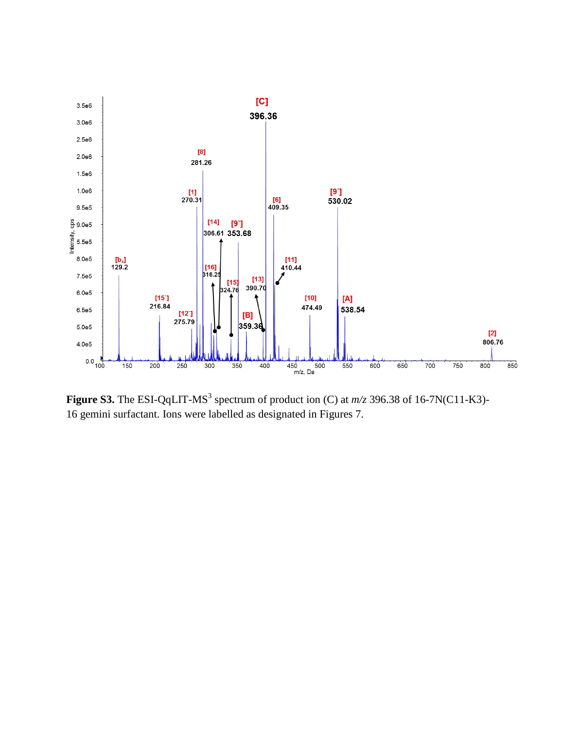**Figure S3.** The ESI-QqLIT-$MS^3$ spectrum of product ion (C) at *m/z* 396.38 of 16-7N(C11-K3)-16 gemini surfactant. Ions were labelled as designated in Figures 7.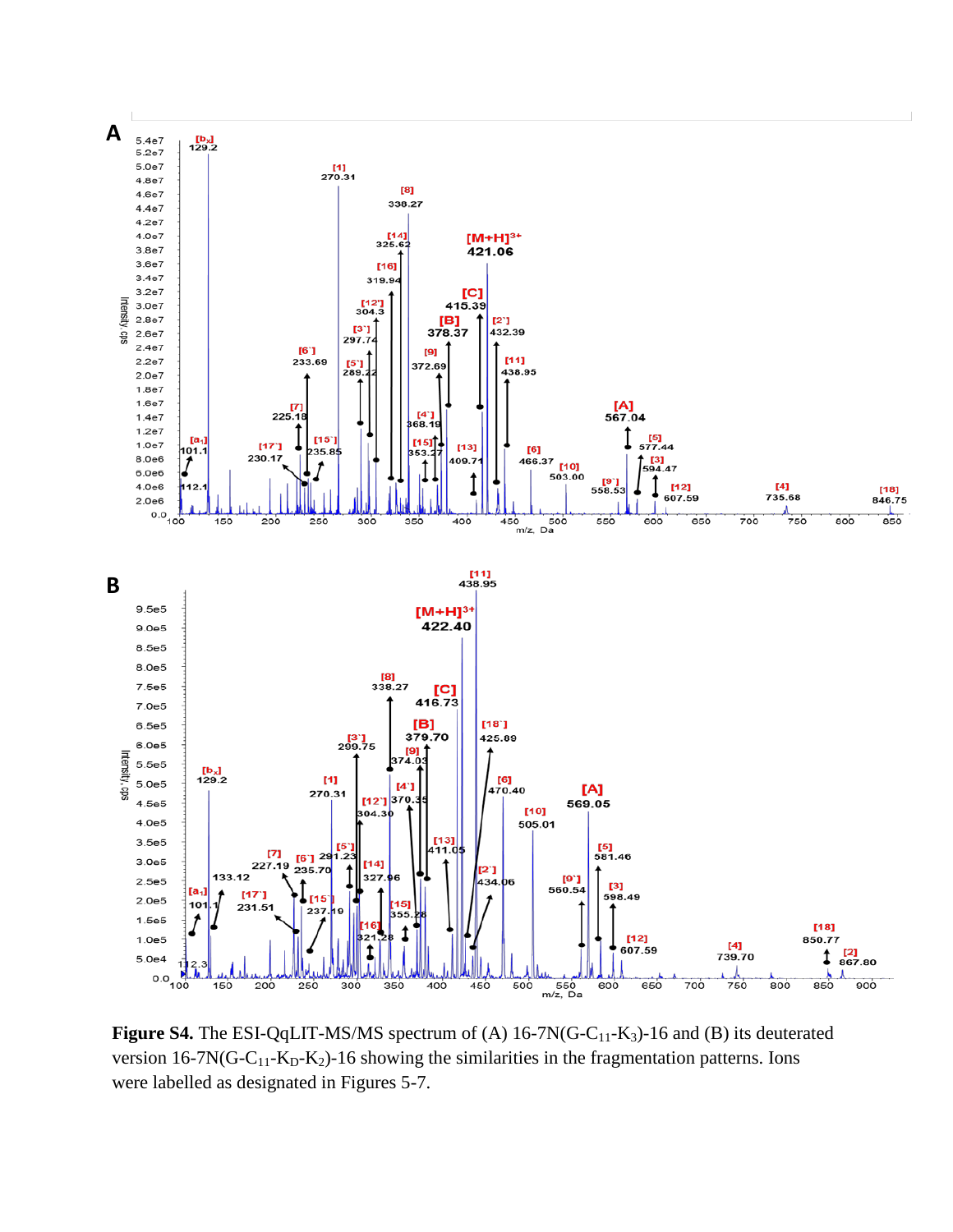A

[$b_x$] 129.2

[1] 270.31

[8] 338.27

[14] 325.62

[16] 319.94

[$M+H]^{3+}$ 421.06

[C] 415.39

[B] 378.37

[2`] 432.39

[12`] 304.3

[3`] 297.74

[6`] 233.69

[5`] 289.22

[9] 372.69

[11] 438.95

[A] 567.04

[7] 225.18

[4`] 368.19

[$a_1$] 101.1

[17`] 230.17

[15`] 235.85

[15] 353.27

[13] 409.71

[6] 466.37

[5] 577.44

[3] 594.47

[10] 503.00

[9`] 558.53

[12] 607.59

[4] 735.68

[18] 846.75

112.1

Intensity, cps

m/z, Da

B

[11] 438.95

[$M+H]^{3+}$ 422.40

[8] 338.27

[C] 416.73

[B] 379.70

[18`] 425.89

[3`] 299.75

[9] 374.03

[$b_x$] 129.2

[1] 270.31

[4`] 370.35

[6] 470.40

[A] 569.05

[12`] 304.30

[10] 505.01

[13] 411.05

[5`] 291.23

[7] 227.19

[6`] 235.70

[5] 581.46

133.12

[14] 327.96

[2`] 434.06

[$a_1$] 101.1

[17`] 231.51

[15`] 237.19

[9`] 560.54

[3] 598.49

[15] 355.28

[16`] 321.28

[12] 607.59

[18] 850.77

[4] 739.70

[2] 867.80

112.3

Intensity, cps

m/z, Da

**Figure S4.** The ESI-QqLIT-MS/MS spectrum of (A) 16-7N(G-$C_{11}$-$K_3$)-16 and (B) its deuterated version 16-7N(G-$C_{11}$-$K_D$-$K_2$)-16 showing the similarities in the fragmentation patterns. Ions were labelled as designated in Figures 5-7.